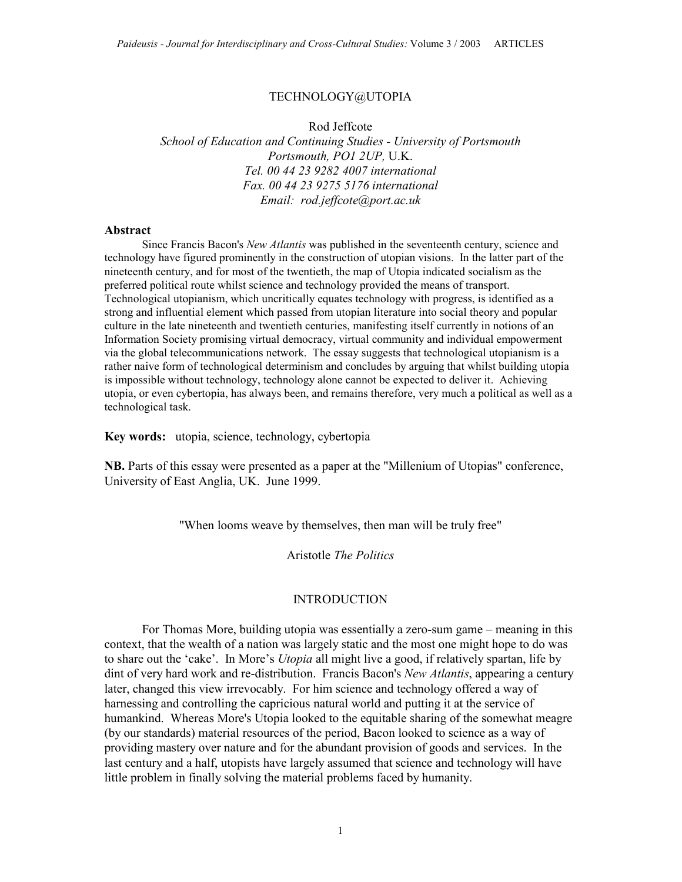# TECHNOLOGY@UTOPIA

Rod Jeffcote
*School of Education and Continuing Studies - University of Portsmouth*
*Portsmouth, PO1 2UP,* U.K.
*Tel. 00 44 23 9282 4007 international*
*Fax. 00 44 23 9275 5176 international*
*Email: rod.jeffcote@port.ac.uk*

**Abstract**

Since Francis Bacon's *New Atlantis* was published in the seventeenth century, science and technology have figured prominently in the construction of utopian visions. In the latter part of the nineteenth century, and for most of the twentieth, the map of Utopia indicated socialism as the preferred political route whilst science and technology provided the means of transport. Technological utopianism, which uncritically equates technology with progress, is identified as a strong and influential element which passed from utopian literature into social theory and popular culture in the late nineteenth and twentieth centuries, manifesting itself currently in notions of an Information Society promising virtual democracy, virtual community and individual empowerment via the global telecommunications network. The essay suggests that technological utopianism is a rather naive form of technological determinism and concludes by arguing that whilst building utopia is impossible without technology, technology alone cannot be expected to deliver it. Achieving utopia, or even cybertopia, has always been, and remains therefore, very much a political as well as a technological task.

**Key words:** utopia, science, technology, cybertopia

**NB.** Parts of this essay were presented as a paper at the "Millenium of Utopias" conference, University of East Anglia, UK. June 1999.

"When looms weave by themselves, then man will be truly free"

Aristotle *The Politics*

## INTRODUCTION

For Thomas More, building utopia was essentially a zero-sum game – meaning in this context, that the wealth of a nation was largely static and the most one might hope to do was to share out the 'cake'. In More's *Utopia* all might live a good, if relatively spartan, life by dint of very hard work and re-distribution. Francis Bacon's *New Atlantis*, appearing a century later, changed this view irrevocably. For him science and technology offered a way of harnessing and controlling the capricious natural world and putting it at the service of humankind. Whereas More's Utopia looked to the equitable sharing of the somewhat meagre (by our standards) material resources of the period, Bacon looked to science as a way of providing mastery over nature and for the abundant provision of goods and services. In the last century and a half, utopists have largely assumed that science and technology will have little problem in finally solving the material problems faced by humanity.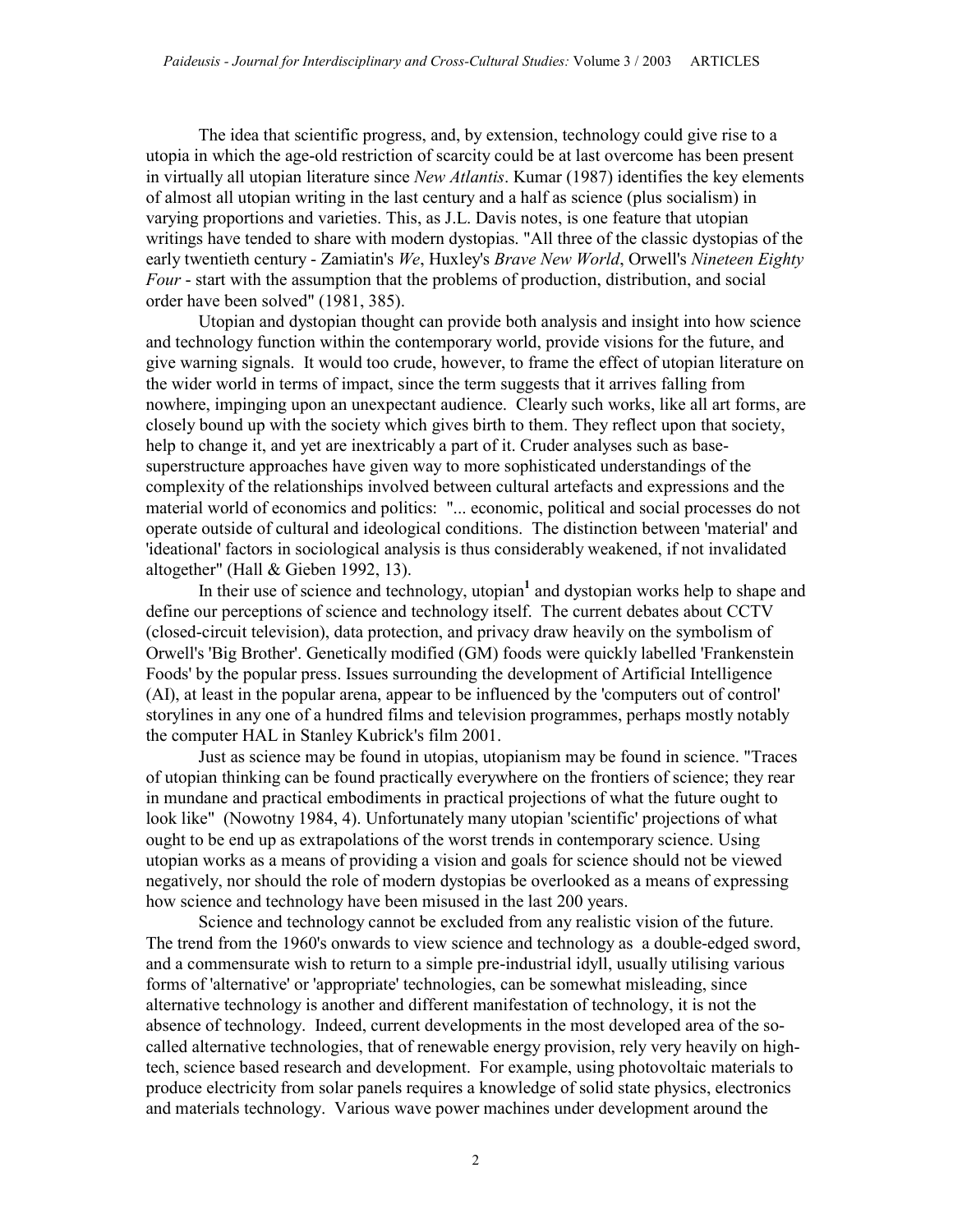The idea that scientific progress, and, by extension, technology could give rise to a utopia in which the age-old restriction of scarcity could be at last overcome has been present in virtually all utopian literature since *New Atlantis*. Kumar (1987) identifies the key elements of almost all utopian writing in the last century and a half as science (plus socialism) in varying proportions and varieties. This, as J.L. Davis notes, is one feature that utopian writings have tended to share with modern dystopias. "All three of the classic dystopias of the early twentieth century - Zamiatin's *We*, Huxley's *Brave New World*, Orwell's *Nineteen Eighty Four* - start with the assumption that the problems of production, distribution, and social order have been solved" (1981, 385).

Utopian and dystopian thought can provide both analysis and insight into how science and technology function within the contemporary world, provide visions for the future, and give warning signals. It would too crude, however, to frame the effect of utopian literature on the wider world in terms of impact, since the term suggests that it arrives falling from nowhere, impinging upon an unexpectant audience. Clearly such works, like all art forms, are closely bound up with the society which gives birth to them. They reflect upon that society, help to change it, and yet are inextricably a part of it. Cruder analyses such as base-superstructure approaches have given way to more sophisticated understandings of the complexity of the relationships involved between cultural artefacts and expressions and the material world of economics and politics: "... economic, political and social processes do not operate outside of cultural and ideological conditions. The distinction between 'material' and 'ideational' factors in sociological analysis is thus considerably weakened, if not invalidated altogether" (Hall & Gieben 1992, 13).

In their use of science and technology, utopian[1] and dystopian works help to shape and define our perceptions of science and technology itself. The current debates about CCTV (closed-circuit television), data protection, and privacy draw heavily on the symbolism of Orwell's 'Big Brother'. Genetically modified (GM) foods were quickly labelled 'Frankenstein Foods' by the popular press. Issues surrounding the development of Artificial Intelligence (AI), at least in the popular arena, appear to be influenced by the 'computers out of control' storylines in any one of a hundred films and television programmes, perhaps mostly notably the computer HAL in Stanley Kubrick's film 2001.

Just as science may be found in utopias, utopianism may be found in science. "Traces of utopian thinking can be found practically everywhere on the frontiers of science; they rear in mundane and practical embodiments in practical projections of what the future ought to look like" (Nowotny 1984, 4). Unfortunately many utopian 'scientific' projections of what ought to be end up as extrapolations of the worst trends in contemporary science. Using utopian works as a means of providing a vision and goals for science should not be viewed negatively, nor should the role of modern dystopias be overlooked as a means of expressing how science and technology have been misused in the last 200 years.

Science and technology cannot be excluded from any realistic vision of the future. The trend from the 1960's onwards to view science and technology as a double-edged sword, and a commensurate wish to return to a simple pre-industrial idyll, usually utilising various forms of 'alternative' or 'appropriate' technologies, can be somewhat misleading, since alternative technology is another and different manifestation of technology, it is not the absence of technology. Indeed, current developments in the most developed area of the so-called alternative technologies, that of renewable energy provision, rely very heavily on high-tech, science based research and development. For example, using photovoltaic materials to produce electricity from solar panels requires a knowledge of solid state physics, electronics and materials technology. Various wave power machines under development around the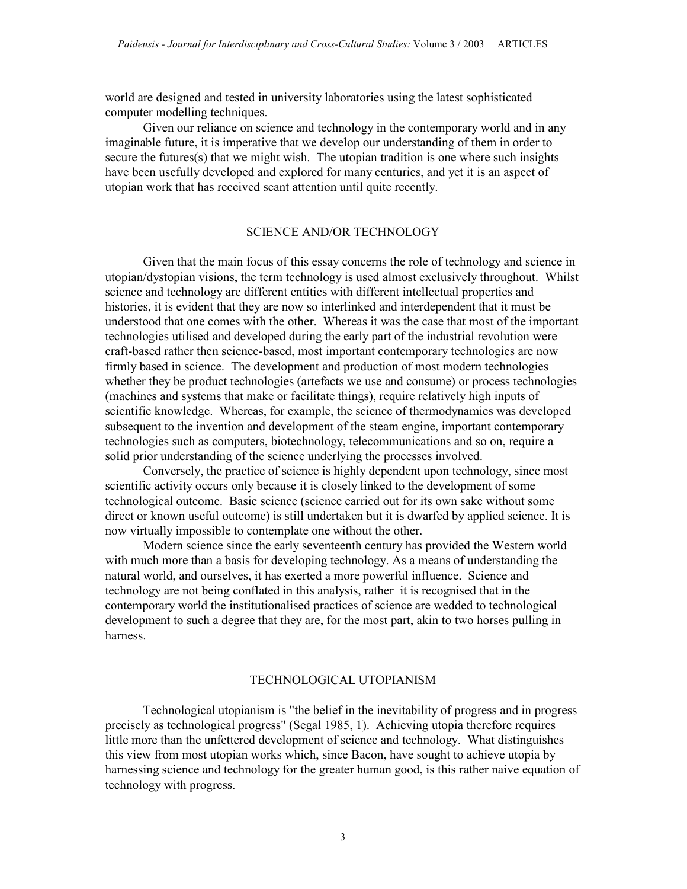world are designed and tested in university laboratories using the latest sophisticated computer modelling techniques.

Given our reliance on science and technology in the contemporary world and in any imaginable future, it is imperative that we develop our understanding of them in order to secure the futures(s) that we might wish. The utopian tradition is one where such insights have been usefully developed and explored for many centuries, and yet it is an aspect of utopian work that has received scant attention until quite recently.

## SCIENCE AND/OR TECHNOLOGY

Given that the main focus of this essay concerns the role of technology and science in utopian/dystopian visions, the term technology is used almost exclusively throughout. Whilst science and technology are different entities with different intellectual properties and histories, it is evident that they are now so interlinked and interdependent that it must be understood that one comes with the other. Whereas it was the case that most of the important technologies utilised and developed during the early part of the industrial revolution were craft-based rather then science-based, most important contemporary technologies are now firmly based in science. The development and production of most modern technologies whether they be product technologies (artefacts we use and consume) or process technologies (machines and systems that make or facilitate things), require relatively high inputs of scientific knowledge. Whereas, for example, the science of thermodynamics was developed subsequent to the invention and development of the steam engine, important contemporary technologies such as computers, biotechnology, telecommunications and so on, require a solid prior understanding of the science underlying the processes involved.

Conversely, the practice of science is highly dependent upon technology, since most scientific activity occurs only because it is closely linked to the development of some technological outcome. Basic science (science carried out for its own sake without some direct or known useful outcome) is still undertaken but it is dwarfed by applied science. It is now virtually impossible to contemplate one without the other.

Modern science since the early seventeenth century has provided the Western world with much more than a basis for developing technology. As a means of understanding the natural world, and ourselves, it has exerted a more powerful influence. Science and technology are not being conflated in this analysis, rather it is recognised that in the contemporary world the institutionalised practices of science are wedded to technological development to such a degree that they are, for the most part, akin to two horses pulling in harness.

## TECHNOLOGICAL UTOPIANISM

Technological utopianism is "the belief in the inevitability of progress and in progress precisely as technological progress" (Segal 1985, 1). Achieving utopia therefore requires little more than the unfettered development of science and technology. What distinguishes this view from most utopian works which, since Bacon, have sought to achieve utopia by harnessing science and technology for the greater human good, is this rather naive equation of technology with progress.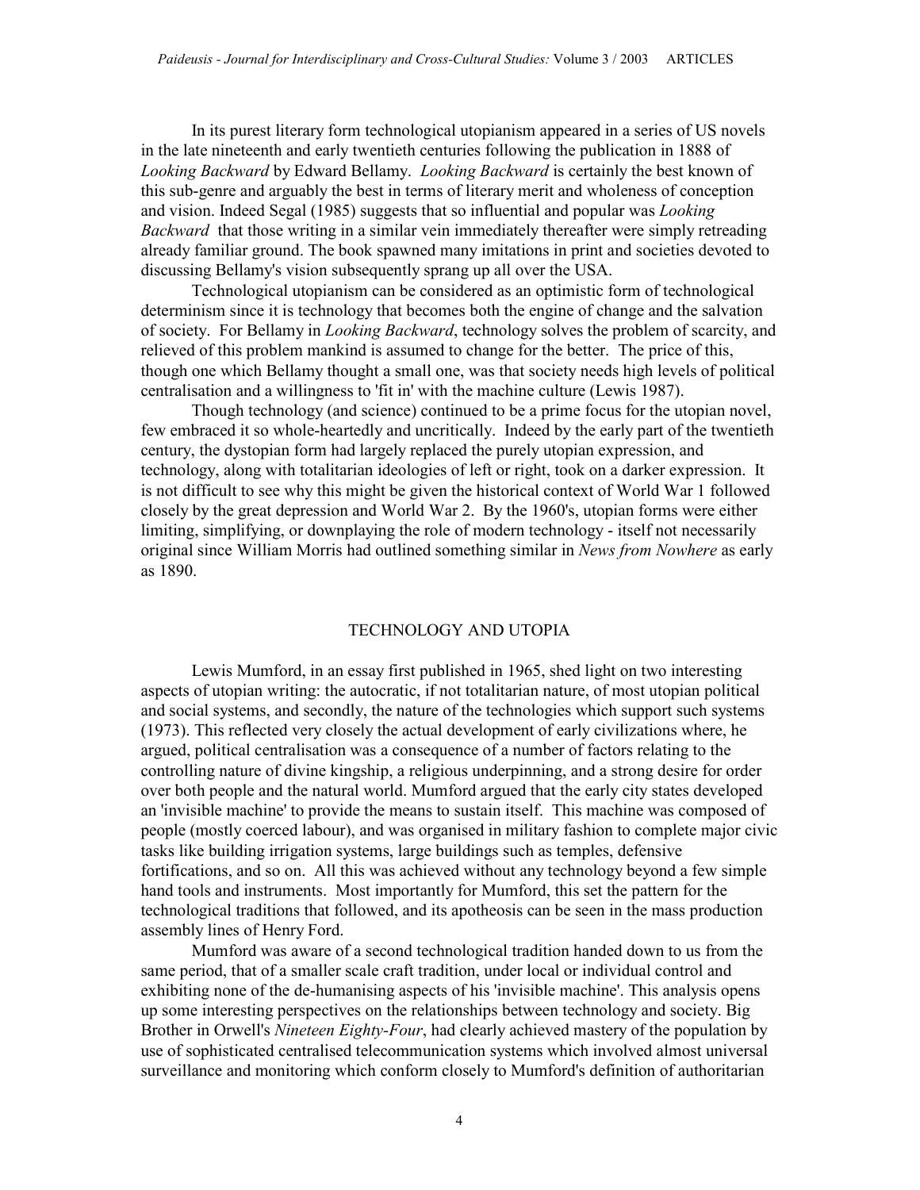In its purest literary form technological utopianism appeared in a series of US novels in the late nineteenth and early twentieth centuries following the publication in 1888 of *Looking Backward* by Edward Bellamy. *Looking Backward* is certainly the best known of this sub-genre and arguably the best in terms of literary merit and wholeness of conception and vision. Indeed Segal (1985) suggests that so influential and popular was *Looking Backward* that those writing in a similar vein immediately thereafter were simply retreading already familiar ground. The book spawned many imitations in print and societies devoted to discussing Bellamy's vision subsequently sprang up all over the USA.

Technological utopianism can be considered as an optimistic form of technological determinism since it is technology that becomes both the engine of change and the salvation of society. For Bellamy in *Looking Backward*, technology solves the problem of scarcity, and relieved of this problem mankind is assumed to change for the better. The price of this, though one which Bellamy thought a small one, was that society needs high levels of political centralisation and a willingness to 'fit in' with the machine culture (Lewis 1987).

Though technology (and science) continued to be a prime focus for the utopian novel, few embraced it so whole-heartedly and uncritically. Indeed by the early part of the twentieth century, the dystopian form had largely replaced the purely utopian expression, and technology, along with totalitarian ideologies of left or right, took on a darker expression. It is not difficult to see why this might be given the historical context of World War 1 followed closely by the great depression and World War 2. By the 1960's, utopian forms were either limiting, simplifying, or downplaying the role of modern technology - itself not necessarily original since William Morris had outlined something similar in *News from Nowhere* as early as 1890.

## TECHNOLOGY AND UTOPIA

Lewis Mumford, in an essay first published in 1965, shed light on two interesting aspects of utopian writing: the autocratic, if not totalitarian nature, of most utopian political and social systems, and secondly, the nature of the technologies which support such systems (1973). This reflected very closely the actual development of early civilizations where, he argued, political centralisation was a consequence of a number of factors relating to the controlling nature of divine kingship, a religious underpinning, and a strong desire for order over both people and the natural world. Mumford argued that the early city states developed an 'invisible machine' to provide the means to sustain itself. This machine was composed of people (mostly coerced labour), and was organised in military fashion to complete major civic tasks like building irrigation systems, large buildings such as temples, defensive fortifications, and so on. All this was achieved without any technology beyond a few simple hand tools and instruments. Most importantly for Mumford, this set the pattern for the technological traditions that followed, and its apotheosis can be seen in the mass production assembly lines of Henry Ford.

Mumford was aware of a second technological tradition handed down to us from the same period, that of a smaller scale craft tradition, under local or individual control and exhibiting none of the de-humanising aspects of his 'invisible machine'. This analysis opens up some interesting perspectives on the relationships between technology and society. Big Brother in Orwell's *Nineteen Eighty-Four*, had clearly achieved mastery of the population by use of sophisticated centralised telecommunication systems which involved almost universal surveillance and monitoring which conform closely to Mumford's definition of authoritarian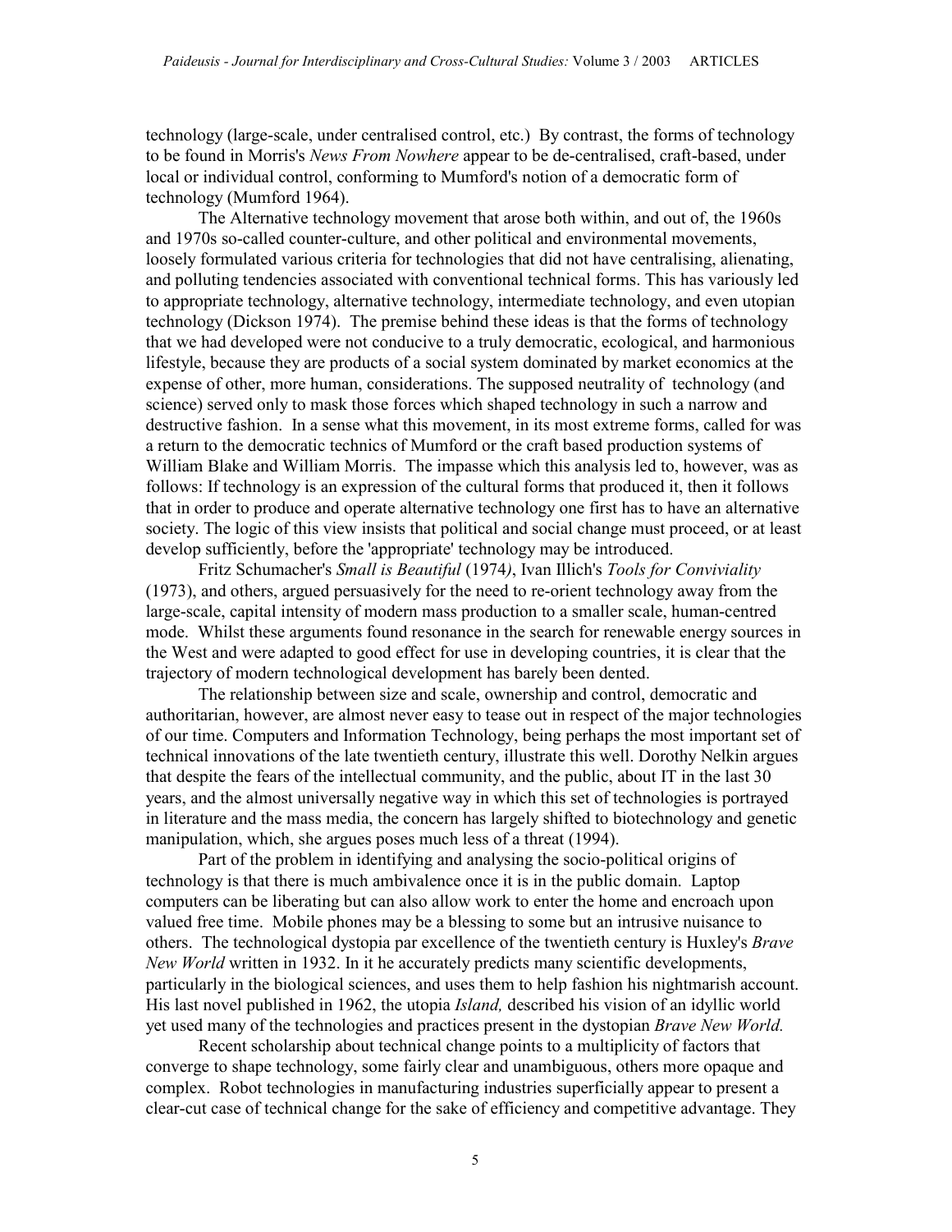technology (large-scale, under centralised control, etc.) By contrast, the forms of technology to be found in Morris's *News From Nowhere* appear to be de-centralised, craft-based, under local or individual control, conforming to Mumford's notion of a democratic form of technology (Mumford 1964).

The Alternative technology movement that arose both within, and out of, the 1960s and 1970s so-called counter-culture, and other political and environmental movements, loosely formulated various criteria for technologies that did not have centralising, alienating, and polluting tendencies associated with conventional technical forms. This has variously led to appropriate technology, alternative technology, intermediate technology, and even utopian technology (Dickson 1974). The premise behind these ideas is that the forms of technology that we had developed were not conducive to a truly democratic, ecological, and harmonious lifestyle, because they are products of a social system dominated by market economics at the expense of other, more human, considerations. The supposed neutrality of technology (and science) served only to mask those forces which shaped technology in such a narrow and destructive fashion. In a sense what this movement, in its most extreme forms, called for was a return to the democratic technics of Mumford or the craft based production systems of William Blake and William Morris. The impasse which this analysis led to, however, was as follows: If technology is an expression of the cultural forms that produced it, then it follows that in order to produce and operate alternative technology one first has to have an alternative society. The logic of this view insists that political and social change must proceed, or at least develop sufficiently, before the 'appropriate' technology may be introduced.

Fritz Schumacher's *Small is Beautiful* (1974), Ivan Illich's *Tools for Conviviality* (1973), and others, argued persuasively for the need to re-orient technology away from the large-scale, capital intensity of modern mass production to a smaller scale, human-centred mode. Whilst these arguments found resonance in the search for renewable energy sources in the West and were adapted to good effect for use in developing countries, it is clear that the trajectory of modern technological development has barely been dented.

The relationship between size and scale, ownership and control, democratic and authoritarian, however, are almost never easy to tease out in respect of the major technologies of our time. Computers and Information Technology, being perhaps the most important set of technical innovations of the late twentieth century, illustrate this well. Dorothy Nelkin argues that despite the fears of the intellectual community, and the public, about IT in the last 30 years, and the almost universally negative way in which this set of technologies is portrayed in literature and the mass media, the concern has largely shifted to biotechnology and genetic manipulation, which, she argues poses much less of a threat (1994).

Part of the problem in identifying and analysing the socio-political origins of technology is that there is much ambivalence once it is in the public domain. Laptop computers can be liberating but can also allow work to enter the home and encroach upon valued free time. Mobile phones may be a blessing to some but an intrusive nuisance to others. The technological dystopia par excellence of the twentieth century is Huxley's *Brave New World* written in 1932. In it he accurately predicts many scientific developments, particularly in the biological sciences, and uses them to help fashion his nightmarish account. His last novel published in 1962, the utopia *Island,* described his vision of an idyllic world yet used many of the technologies and practices present in the dystopian *Brave New World.*

Recent scholarship about technical change points to a multiplicity of factors that converge to shape technology, some fairly clear and unambiguous, others more opaque and complex. Robot technologies in manufacturing industries superficially appear to present a clear-cut case of technical change for the sake of efficiency and competitive advantage. They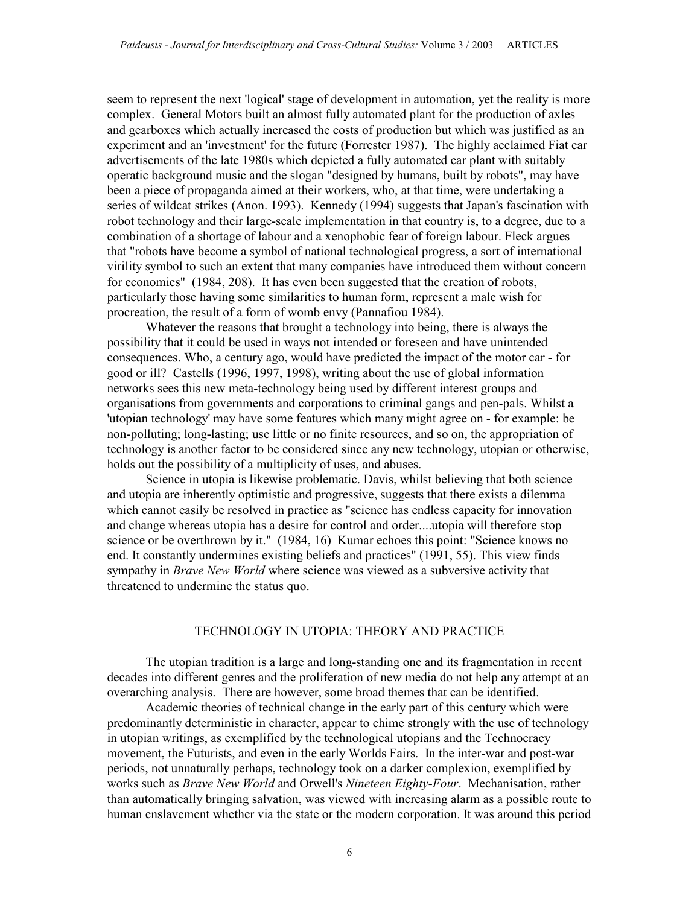seem to represent the next 'logical' stage of development in automation, yet the reality is more complex. General Motors built an almost fully automated plant for the production of axles and gearboxes which actually increased the costs of production but which was justified as an experiment and an 'investment' for the future (Forrester 1987). The highly acclaimed Fiat car advertisements of the late 1980s which depicted a fully automated car plant with suitably operatic background music and the slogan "designed by humans, built by robots", may have been a piece of propaganda aimed at their workers, who, at that time, were undertaking a series of wildcat strikes (Anon. 1993). Kennedy (1994) suggests that Japan's fascination with robot technology and their large-scale implementation in that country is, to a degree, due to a combination of a shortage of labour and a xenophobic fear of foreign labour. Fleck argues that "robots have become a symbol of national technological progress, a sort of international virility symbol to such an extent that many companies have introduced them without concern for economics" (1984, 208). It has even been suggested that the creation of robots, particularly those having some similarities to human form, represent a male wish for procreation, the result of a form of womb envy (Pannafiou 1984).

Whatever the reasons that brought a technology into being, there is always the possibility that it could be used in ways not intended or foreseen and have unintended consequences. Who, a century ago, would have predicted the impact of the motor car - for good or ill? Castells (1996, 1997, 1998), writing about the use of global information networks sees this new meta-technology being used by different interest groups and organisations from governments and corporations to criminal gangs and pen-pals. Whilst a 'utopian technology' may have some features which many might agree on - for example: be non-polluting; long-lasting; use little or no finite resources, and so on, the appropriation of technology is another factor to be considered since any new technology, utopian or otherwise, holds out the possibility of a multiplicity of uses, and abuses.

Science in utopia is likewise problematic. Davis, whilst believing that both science and utopia are inherently optimistic and progressive, suggests that there exists a dilemma which cannot easily be resolved in practice as "science has endless capacity for innovation and change whereas utopia has a desire for control and order....utopia will therefore stop science or be overthrown by it." (1984, 16) Kumar echoes this point: "Science knows no end. It constantly undermines existing beliefs and practices" (1991, 55). This view finds sympathy in *Brave New World* where science was viewed as a subversive activity that threatened to undermine the status quo.

## TECHNOLOGY IN UTOPIA: THEORY AND PRACTICE

The utopian tradition is a large and long-standing one and its fragmentation in recent decades into different genres and the proliferation of new media do not help any attempt at an overarching analysis. There are however, some broad themes that can be identified.

Academic theories of technical change in the early part of this century which were predominantly deterministic in character, appear to chime strongly with the use of technology in utopian writings, as exemplified by the technological utopians and the Technocracy movement, the Futurists, and even in the early Worlds Fairs. In the inter-war and post-war periods, not unnaturally perhaps, technology took on a darker complexion, exemplified by works such as *Brave New World* and Orwell's *Nineteen Eighty-Four*. Mechanisation, rather than automatically bringing salvation, was viewed with increasing alarm as a possible route to human enslavement whether via the state or the modern corporation. It was around this period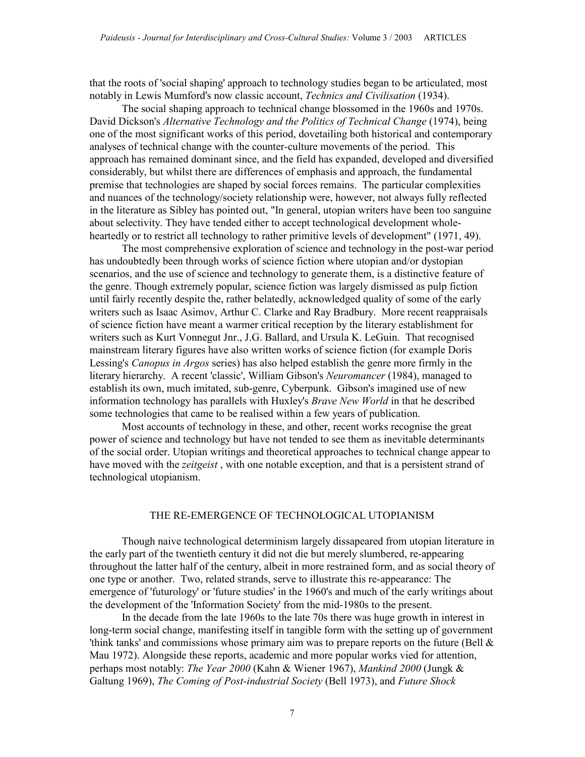that the roots of 'social shaping' approach to technology studies began to be articulated, most notably in Lewis Mumford's now classic account, *Technics and Civilisation* (1934).

The social shaping approach to technical change blossomed in the 1960s and 1970s. David Dickson's *Alternative Technology and the Politics of Technical Change* (1974), being one of the most significant works of this period, dovetailing both historical and contemporary analyses of technical change with the counter-culture movements of the period. This approach has remained dominant since, and the field has expanded, developed and diversified considerably, but whilst there are differences of emphasis and approach, the fundamental premise that technologies are shaped by social forces remains. The particular complexities and nuances of the technology/society relationship were, however, not always fully reflected in the literature as Sibley has pointed out, "In general, utopian writers have been too sanguine about selectivity. They have tended either to accept technological development whole-heartedly or to restrict all technology to rather primitive levels of development" (1971, 49).

The most comprehensive exploration of science and technology in the post-war period has undoubtedly been through works of science fiction where utopian and/or dystopian scenarios, and the use of science and technology to generate them, is a distinctive feature of the genre. Though extremely popular, science fiction was largely dismissed as pulp fiction until fairly recently despite the, rather belatedly, acknowledged quality of some of the early writers such as Isaac Asimov, Arthur C. Clarke and Ray Bradbury. More recent reappraisals of science fiction have meant a warmer critical reception by the literary establishment for writers such as Kurt Vonnegut Jnr., J.G. Ballard, and Ursula K. LeGuin. That recognised mainstream literary figures have also written works of science fiction (for example Doris Lessing's *Canopus in Argos* series) has also helped establish the genre more firmly in the literary hierarchy. A recent 'classic', William Gibson's *Neuromancer* (1984), managed to establish its own, much imitated, sub-genre, Cyberpunk. Gibson's imagined use of new information technology has parallels with Huxley's *Brave New World* in that he described some technologies that came to be realised within a few years of publication.

Most accounts of technology in these, and other, recent works recognise the great power of science and technology but have not tended to see them as inevitable determinants of the social order. Utopian writings and theoretical approaches to technical change appear to have moved with the *zeitgeist* , with one notable exception, and that is a persistent strand of technological utopianism.

## THE RE-EMERGENCE OF TECHNOLOGICAL UTOPIANISM

Though naive technological determinism largely dissapeared from utopian literature in the early part of the twentieth century it did not die but merely slumbered, re-appearing throughout the latter half of the century, albeit in more restrained form, and as social theory of one type or another. Two, related strands, serve to illustrate this re-appearance: The emergence of 'futurology' or 'future studies' in the 1960's and much of the early writings about the development of the 'Information Society' from the mid-1980s to the present.

In the decade from the late 1960s to the late 70s there was huge growth in interest in long-term social change, manifesting itself in tangible form with the setting up of government 'think tanks' and commissions whose primary aim was to prepare reports on the future (Bell & Mau 1972). Alongside these reports, academic and more popular works vied for attention, perhaps most notably: *The Year 2000* (Kahn & Wiener 1967), *Mankind 2000* (Jungk & Galtung 1969), *The Coming of Post-industrial Society* (Bell 1973), and *Future Shock*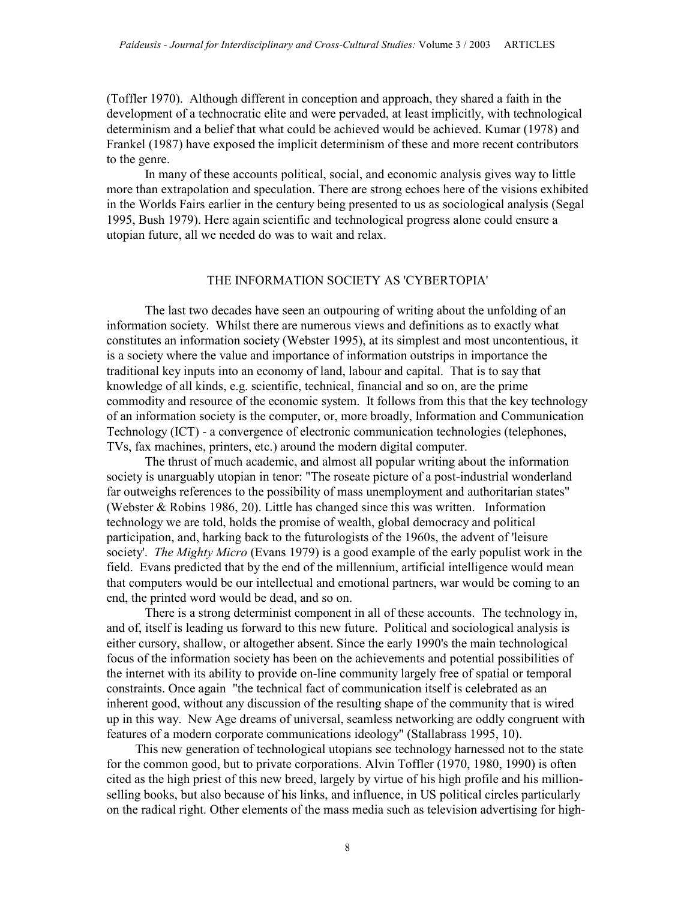(Toffler 1970). Although different in conception and approach, they shared a faith in the development of a technocratic elite and were pervaded, at least implicitly, with technological determinism and a belief that what could be achieved would be achieved. Kumar (1978) and Frankel (1987) have exposed the implicit determinism of these and more recent contributors to the genre.

In many of these accounts political, social, and economic analysis gives way to little more than extrapolation and speculation. There are strong echoes here of the visions exhibited in the Worlds Fairs earlier in the century being presented to us as sociological analysis (Segal 1995, Bush 1979). Here again scientific and technological progress alone could ensure a utopian future, all we needed do was to wait and relax.

## THE INFORMATION SOCIETY AS 'CYBERTOPIA'

The last two decades have seen an outpouring of writing about the unfolding of an information society. Whilst there are numerous views and definitions as to exactly what constitutes an information society (Webster 1995), at its simplest and most uncontentious, it is a society where the value and importance of information outstrips in importance the traditional key inputs into an economy of land, labour and capital. That is to say that knowledge of all kinds, e.g. scientific, technical, financial and so on, are the prime commodity and resource of the economic system. It follows from this that the key technology of an information society is the computer, or, more broadly, Information and Communication Technology (ICT) - a convergence of electronic communication technologies (telephones, TVs, fax machines, printers, etc.) around the modern digital computer.

The thrust of much academic, and almost all popular writing about the information society is unarguably utopian in tenor: "The roseate picture of a post-industrial wonderland far outweighs references to the possibility of mass unemployment and authoritarian states" (Webster & Robins 1986, 20). Little has changed since this was written. Information technology we are told, holds the promise of wealth, global democracy and political participation, and, harking back to the futurologists of the 1960s, the advent of 'leisure society'. *The Mighty Micro* (Evans 1979) is a good example of the early populist work in the field. Evans predicted that by the end of the millennium, artificial intelligence would mean that computers would be our intellectual and emotional partners, war would be coming to an end, the printed word would be dead, and so on.

There is a strong determinist component in all of these accounts. The technology in, and of, itself is leading us forward to this new future. Political and sociological analysis is either cursory, shallow, or altogether absent. Since the early 1990's the main technological focus of the information society has been on the achievements and potential possibilities of the internet with its ability to provide on-line community largely free of spatial or temporal constraints. Once again "the technical fact of communication itself is celebrated as an inherent good, without any discussion of the resulting shape of the community that is wired up in this way. New Age dreams of universal, seamless networking are oddly congruent with features of a modern corporate communications ideology" (Stallabrass 1995, 10).

This new generation of technological utopians see technology harnessed not to the state for the common good, but to private corporations. Alvin Toffler (1970, 1980, 1990) is often cited as the high priest of this new breed, largely by virtue of his high profile and his million-selling books, but also because of his links, and influence, in US political circles particularly on the radical right. Other elements of the mass media such as television advertising for high-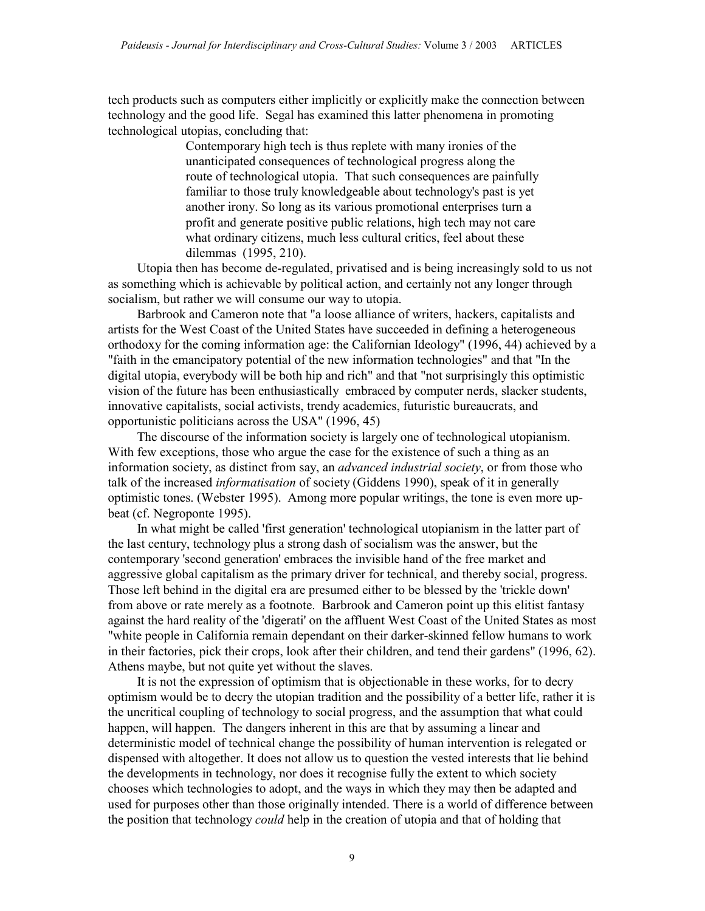tech products such as computers either implicitly or explicitly make the connection between technology and the good life. Segal has examined this latter phenomena in promoting technological utopias, concluding that:

> Contemporary high tech is thus replete with many ironies of the unanticipated consequences of technological progress along the route of technological utopia. That such consequences are painfully familiar to those truly knowledgeable about technology's past is yet another irony. So long as its various promotional enterprises turn a profit and generate positive public relations, high tech may not care what ordinary citizens, much less cultural critics, feel about these dilemmas (1995, 210).

Utopia then has become de-regulated, privatised and is being increasingly sold to us not as something which is achievable by political action, and certainly not any longer through socialism, but rather we will consume our way to utopia.

Barbrook and Cameron note that "a loose alliance of writers, hackers, capitalists and artists for the West Coast of the United States have succeeded in defining a heterogeneous orthodoxy for the coming information age: the Californian Ideology" (1996, 44) achieved by a "faith in the emancipatory potential of the new information technologies" and that "In the digital utopia, everybody will be both hip and rich" and that "not surprisingly this optimistic vision of the future has been enthusiastically embraced by computer nerds, slacker students, innovative capitalists, social activists, trendy academics, futuristic bureaucrats, and opportunistic politicians across the USA" (1996, 45)

The discourse of the information society is largely one of technological utopianism. With few exceptions, those who argue the case for the existence of such a thing as an information society, as distinct from say, an *advanced industrial society*, or from those who talk of the increased *informatisation* of society (Giddens 1990), speak of it in generally optimistic tones. (Webster 1995). Among more popular writings, the tone is even more up-beat (cf. Negroponte 1995).

In what might be called 'first generation' technological utopianism in the latter part of the last century, technology plus a strong dash of socialism was the answer, but the contemporary 'second generation' embraces the invisible hand of the free market and aggressive global capitalism as the primary driver for technical, and thereby social, progress. Those left behind in the digital era are presumed either to be blessed by the 'trickle down' from above or rate merely as a footnote. Barbrook and Cameron point up this elitist fantasy against the hard reality of the 'digerati' on the affluent West Coast of the United States as most "white people in California remain dependant on their darker-skinned fellow humans to work in their factories, pick their crops, look after their children, and tend their gardens" (1996, 62). Athens maybe, but not quite yet without the slaves.

It is not the expression of optimism that is objectionable in these works, for to decry optimism would be to decry the utopian tradition and the possibility of a better life, rather it is the uncritical coupling of technology to social progress, and the assumption that what could happen, will happen. The dangers inherent in this are that by assuming a linear and deterministic model of technical change the possibility of human intervention is relegated or dispensed with altogether. It does not allow us to question the vested interests that lie behind the developments in technology, nor does it recognise fully the extent to which society chooses which technologies to adopt, and the ways in which they may then be adapted and used for purposes other than those originally intended. There is a world of difference between the position that technology *could* help in the creation of utopia and that of holding that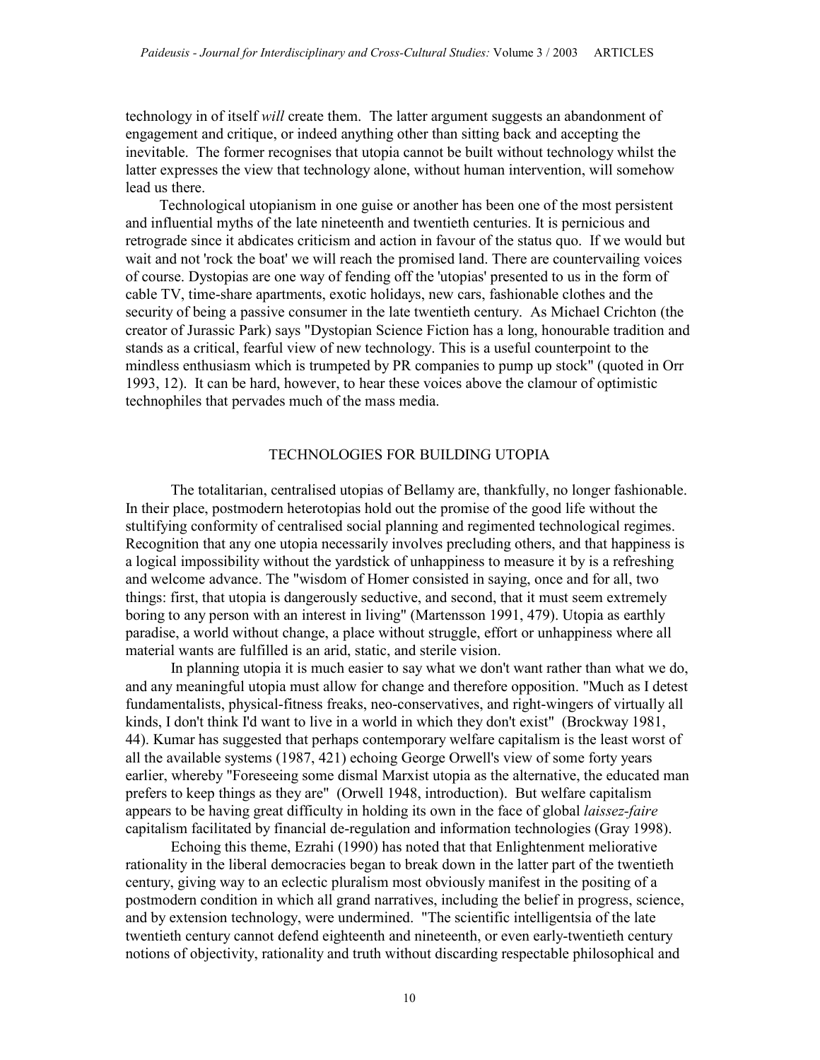technology in of itself *will* create them. The latter argument suggests an abandonment of engagement and critique, or indeed anything other than sitting back and accepting the inevitable. The former recognises that utopia cannot be built without technology whilst the latter expresses the view that technology alone, without human intervention, will somehow lead us there.

Technological utopianism in one guise or another has been one of the most persistent and influential myths of the late nineteenth and twentieth centuries. It is pernicious and retrograde since it abdicates criticism and action in favour of the status quo. If we would but wait and not 'rock the boat' we will reach the promised land. There are countervailing voices of course. Dystopias are one way of fending off the 'utopias' presented to us in the form of cable TV, time-share apartments, exotic holidays, new cars, fashionable clothes and the security of being a passive consumer in the late twentieth century. As Michael Crichton (the creator of Jurassic Park) says "Dystopian Science Fiction has a long, honourable tradition and stands as a critical, fearful view of new technology. This is a useful counterpoint to the mindless enthusiasm which is trumpeted by PR companies to pump up stock" (quoted in Orr 1993, 12). It can be hard, however, to hear these voices above the clamour of optimistic technophiles that pervades much of the mass media.

## TECHNOLOGIES FOR BUILDING UTOPIA

The totalitarian, centralised utopias of Bellamy are, thankfully, no longer fashionable. In their place, postmodern heterotopias hold out the promise of the good life without the stultifying conformity of centralised social planning and regimented technological regimes. Recognition that any one utopia necessarily involves precluding others, and that happiness is a logical impossibility without the yardstick of unhappiness to measure it by is a refreshing and welcome advance. The "wisdom of Homer consisted in saying, once and for all, two things: first, that utopia is dangerously seductive, and second, that it must seem extremely boring to any person with an interest in living" (Martensson 1991, 479). Utopia as earthly paradise, a world without change, a place without struggle, effort or unhappiness where all material wants are fulfilled is an arid, static, and sterile vision.

In planning utopia it is much easier to say what we don't want rather than what we do, and any meaningful utopia must allow for change and therefore opposition. "Much as I detest fundamentalists, physical-fitness freaks, neo-conservatives, and right-wingers of virtually all kinds, I don't think I'd want to live in a world in which they don't exist" (Brockway 1981, 44). Kumar has suggested that perhaps contemporary welfare capitalism is the least worst of all the available systems (1987, 421) echoing George Orwell's view of some forty years earlier, whereby "Foreseeing some dismal Marxist utopia as the alternative, the educated man prefers to keep things as they are" (Orwell 1948, introduction). But welfare capitalism appears to be having great difficulty in holding its own in the face of global *laissez-faire* capitalism facilitated by financial de-regulation and information technologies (Gray 1998).

Echoing this theme, Ezrahi (1990) has noted that that Enlightenment meliorative rationality in the liberal democracies began to break down in the latter part of the twentieth century, giving way to an eclectic pluralism most obviously manifest in the positing of a postmodern condition in which all grand narratives, including the belief in progress, science, and by extension technology, were undermined. "The scientific intelligentsia of the late twentieth century cannot defend eighteenth and nineteenth, or even early-twentieth century notions of objectivity, rationality and truth without discarding respectable philosophical and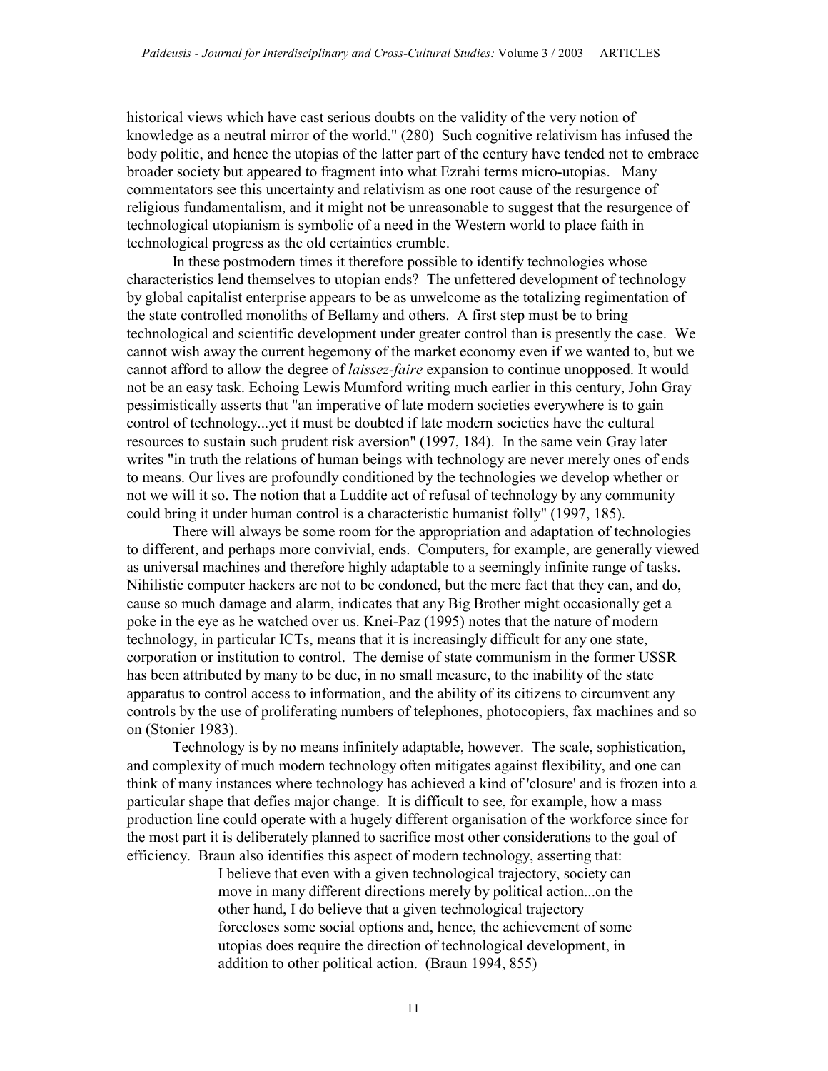historical views which have cast serious doubts on the validity of the very notion of knowledge as a neutral mirror of the world." (280) Such cognitive relativism has infused the body politic, and hence the utopias of the latter part of the century have tended not to embrace broader society but appeared to fragment into what Ezrahi terms micro-utopias. Many commentators see this uncertainty and relativism as one root cause of the resurgence of religious fundamentalism, and it might not be unreasonable to suggest that the resurgence of technological utopianism is symbolic of a need in the Western world to place faith in technological progress as the old certainties crumble.

In these postmodern times it therefore possible to identify technologies whose characteristics lend themselves to utopian ends? The unfettered development of technology by global capitalist enterprise appears to be as unwelcome as the totalizing regimentation of the state controlled monoliths of Bellamy and others. A first step must be to bring technological and scientific development under greater control than is presently the case. We cannot wish away the current hegemony of the market economy even if we wanted to, but we cannot afford to allow the degree of *laissez-faire* expansion to continue unopposed. It would not be an easy task. Echoing Lewis Mumford writing much earlier in this century, John Gray pessimistically asserts that "an imperative of late modern societies everywhere is to gain control of technology...yet it must be doubted if late modern societies have the cultural resources to sustain such prudent risk aversion" (1997, 184). In the same vein Gray later writes "in truth the relations of human beings with technology are never merely ones of ends to means. Our lives are profoundly conditioned by the technologies we develop whether or not we will it so. The notion that a Luddite act of refusal of technology by any community could bring it under human control is a characteristic humanist folly" (1997, 185).

There will always be some room for the appropriation and adaptation of technologies to different, and perhaps more convivial, ends. Computers, for example, are generally viewed as universal machines and therefore highly adaptable to a seemingly infinite range of tasks. Nihilistic computer hackers are not to be condoned, but the mere fact that they can, and do, cause so much damage and alarm, indicates that any Big Brother might occasionally get a poke in the eye as he watched over us. Knei-Paz (1995) notes that the nature of modern technology, in particular ICTs, means that it is increasingly difficult for any one state, corporation or institution to control. The demise of state communism in the former USSR has been attributed by many to be due, in no small measure, to the inability of the state apparatus to control access to information, and the ability of its citizens to circumvent any controls by the use of proliferating numbers of telephones, photocopiers, fax machines and so on (Stonier 1983).

Technology is by no means infinitely adaptable, however. The scale, sophistication, and complexity of much modern technology often mitigates against flexibility, and one can think of many instances where technology has achieved a kind of 'closure' and is frozen into a particular shape that defies major change. It is difficult to see, for example, how a mass production line could operate with a hugely different organisation of the workforce since for the most part it is deliberately planned to sacrifice most other considerations to the goal of efficiency. Braun also identifies this aspect of modern technology, asserting that:

> I believe that even with a given technological trajectory, society can move in many different directions merely by political action...on the other hand, I do believe that a given technological trajectory forecloses some social options and, hence, the achievement of some utopias does require the direction of technological development, in addition to other political action. (Braun 1994, 855)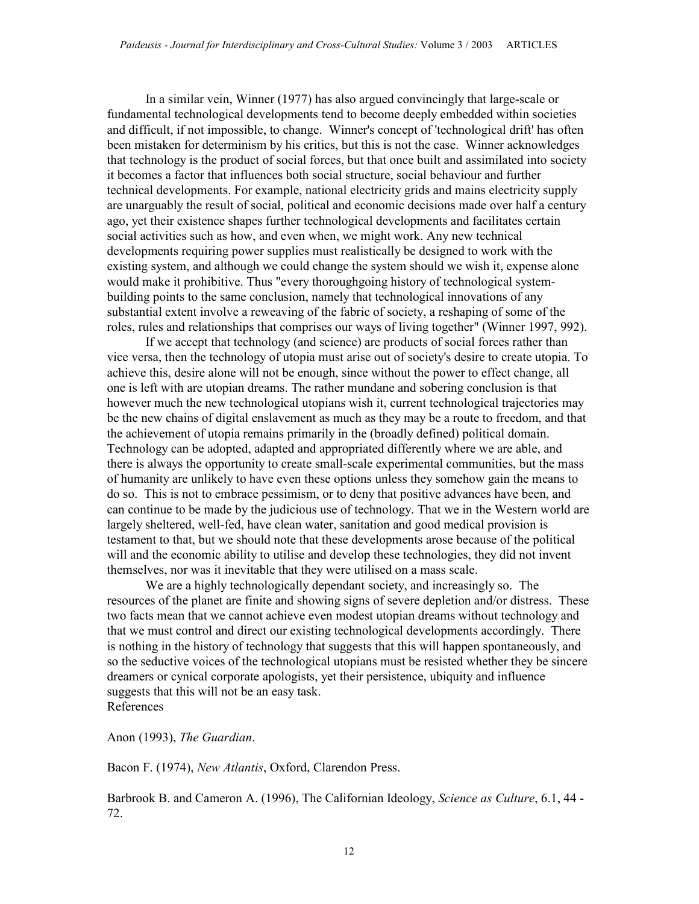In a similar vein, Winner (1977) has also argued convincingly that large-scale or fundamental technological developments tend to become deeply embedded within societies and difficult, if not impossible, to change. Winner's concept of 'technological drift' has often been mistaken for determinism by his critics, but this is not the case. Winner acknowledges that technology is the product of social forces, but that once built and assimilated into society it becomes a factor that influences both social structure, social behaviour and further technical developments. For example, national electricity grids and mains electricity supply are unarguably the result of social, political and economic decisions made over half a century ago, yet their existence shapes further technological developments and facilitates certain social activities such as how, and even when, we might work. Any new technical developments requiring power supplies must realistically be designed to work with the existing system, and although we could change the system should we wish it, expense alone would make it prohibitive. Thus "every thoroughgoing history of technological system-building points to the same conclusion, namely that technological innovations of any substantial extent involve a reweaving of the fabric of society, a reshaping of some of the roles, rules and relationships that comprises our ways of living together" (Winner 1997, 992).

If we accept that technology (and science) are products of social forces rather than vice versa, then the technology of utopia must arise out of society's desire to create utopia. To achieve this, desire alone will not be enough, since without the power to effect change, all one is left with are utopian dreams. The rather mundane and sobering conclusion is that however much the new technological utopians wish it, current technological trajectories may be the new chains of digital enslavement as much as they may be a route to freedom, and that the achievement of utopia remains primarily in the (broadly defined) political domain. Technology can be adopted, adapted and appropriated differently where we are able, and there is always the opportunity to create small-scale experimental communities, but the mass of humanity are unlikely to have even these options unless they somehow gain the means to do so. This is not to embrace pessimism, or to deny that positive advances have been, and can continue to be made by the judicious use of technology. That we in the Western world are largely sheltered, well-fed, have clean water, sanitation and good medical provision is testament to that, but we should note that these developments arose because of the political will and the economic ability to utilise and develop these technologies, they did not invent themselves, nor was it inevitable that they were utilised on a mass scale.

We are a highly technologically dependant society, and increasingly so. The resources of the planet are finite and showing signs of severe depletion and/or distress. These two facts mean that we cannot achieve even modest utopian dreams without technology and that we must control and direct our existing technological developments accordingly. There is nothing in the history of technology that suggests that this will happen spontaneously, and so the seductive voices of the technological utopians must be resisted whether they be sincere dreamers or cynical corporate apologists, yet their persistence, ubiquity and influence suggests that this will not be an easy task.

## References

Anon (1993), *The Guardian*.

Bacon F. (1974), *New Atlantis*, Oxford, Clarendon Press.

Barbrook B. and Cameron A. (1996), The Californian Ideology, *Science as Culture*, 6.1, 44 - 72.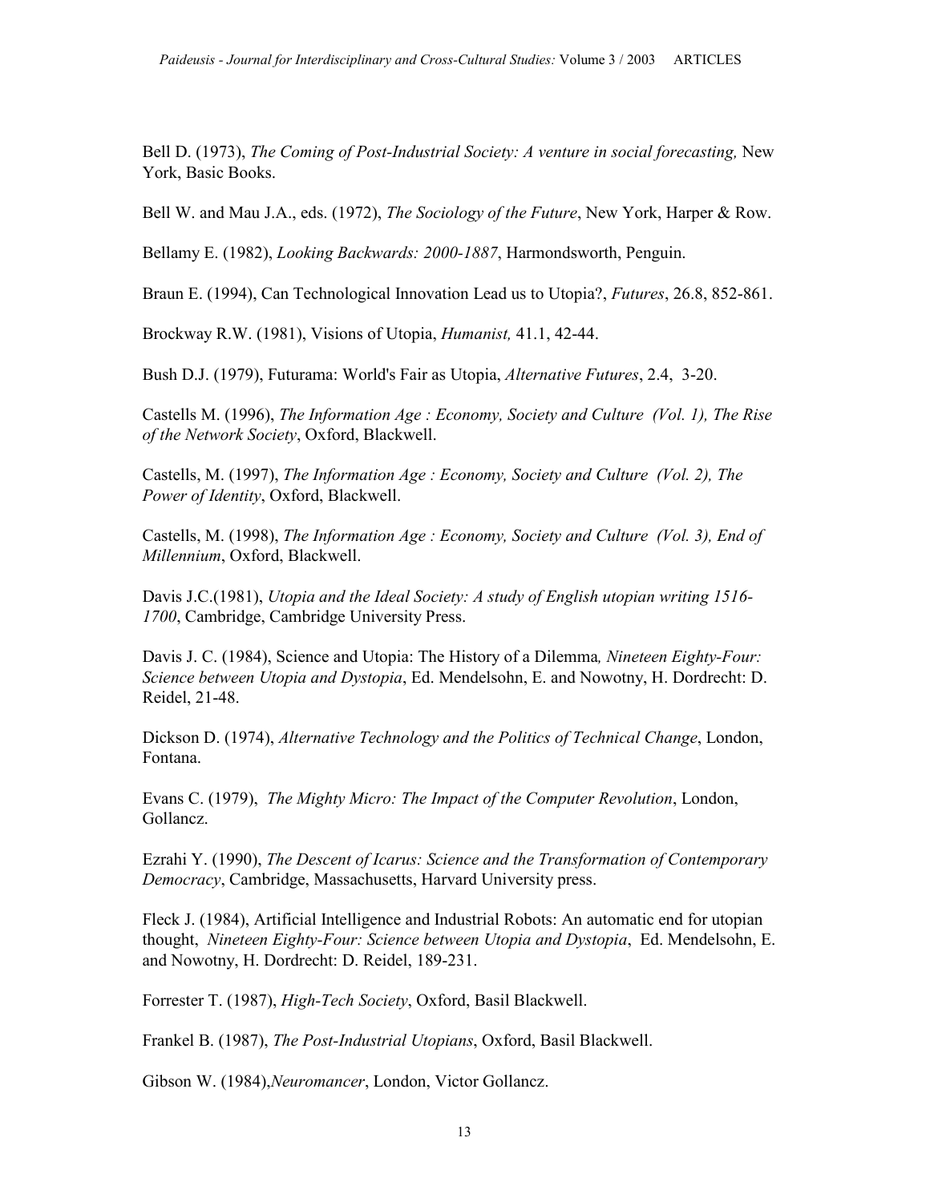Bell D. (1973), *The Coming of Post-Industrial Society: A venture in social forecasting,* New York, Basic Books.

Bell W. and Mau J.A., eds. (1972), *The Sociology of the Future*, New York, Harper & Row.

Bellamy E. (1982), *Looking Backwards: 2000-1887*, Harmondsworth, Penguin.

Braun E. (1994), Can Technological Innovation Lead us to Utopia?, *Futures*, 26.8, 852-861.

Brockway R.W. (1981), Visions of Utopia, *Humanist,* 41.1, 42-44.

Bush D.J. (1979), Futurama: World's Fair as Utopia, *Alternative Futures*, 2.4, 3-20.

Castells M. (1996), *The Information Age : Economy, Society and Culture (Vol. 1), The Rise of the Network Society*, Oxford, Blackwell.

Castells, M. (1997), *The Information Age : Economy, Society and Culture (Vol. 2), The Power of Identity*, Oxford, Blackwell.

Castells, M. (1998), *The Information Age : Economy, Society and Culture (Vol. 3), End of Millennium*, Oxford, Blackwell.

Davis J.C.(1981), *Utopia and the Ideal Society: A study of English utopian writing 1516-1700*, Cambridge, Cambridge University Press.

Davis J. C. (1984), Science and Utopia: The History of a Dilemma*, Nineteen Eighty-Four: Science between Utopia and Dystopia*, Ed. Mendelsohn, E. and Nowotny, H. Dordrecht: D. Reidel, 21-48.

Dickson D. (1974), *Alternative Technology and the Politics of Technical Change*, London, Fontana.

Evans C. (1979), *The Mighty Micro: The Impact of the Computer Revolution*, London, Gollancz.

Ezrahi Y. (1990), *The Descent of Icarus: Science and the Transformation of Contemporary Democracy*, Cambridge, Massachusetts, Harvard University press.

Fleck J. (1984), Artificial Intelligence and Industrial Robots: An automatic end for utopian thought, *Nineteen Eighty-Four: Science between Utopia and Dystopia*, Ed. Mendelsohn, E. and Nowotny, H. Dordrecht: D. Reidel, 189-231.

Forrester T. (1987), *High-Tech Society*, Oxford, Basil Blackwell.

Frankel B. (1987), *The Post-Industrial Utopians*, Oxford, Basil Blackwell.

Gibson W. (1984),*Neuromancer*, London, Victor Gollancz.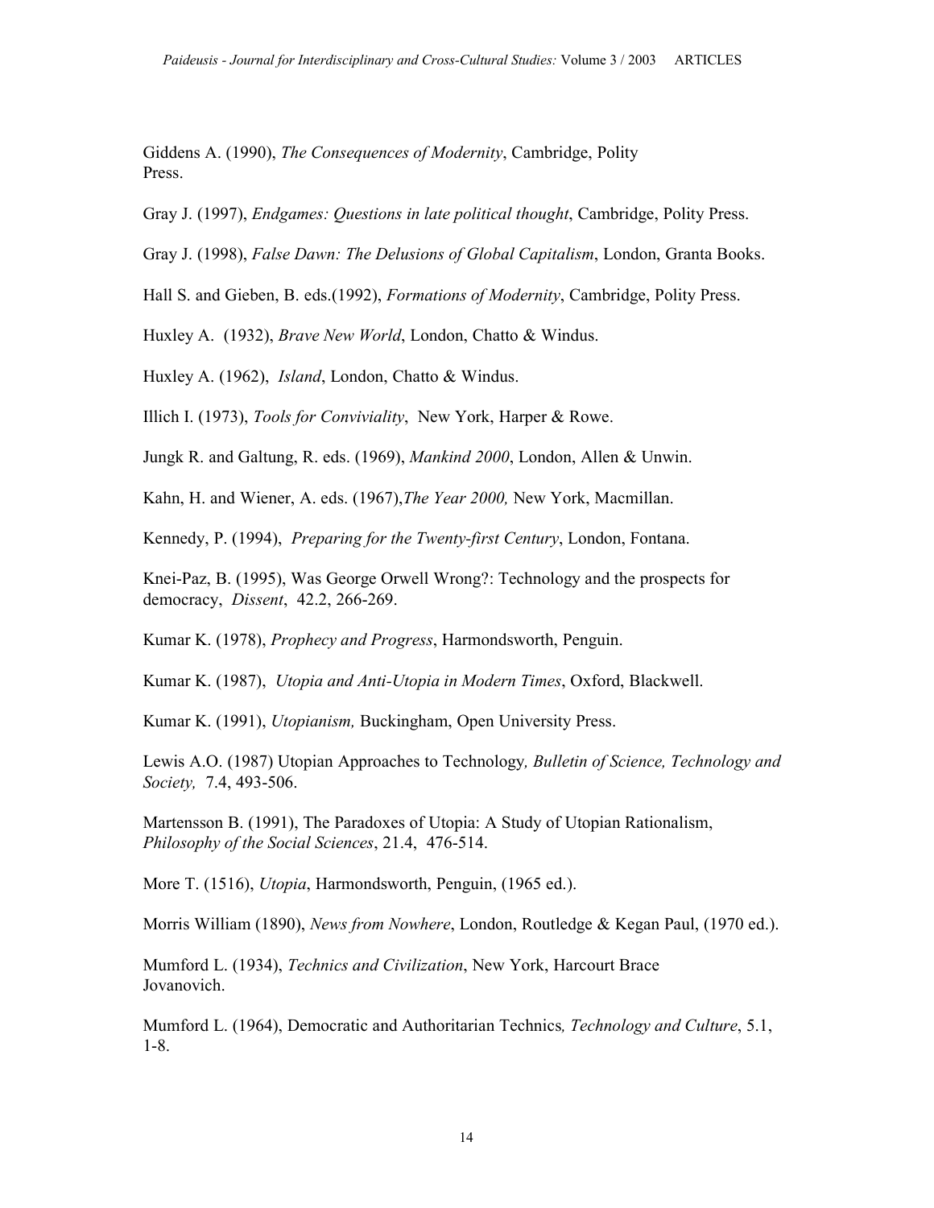Giddens A. (1990), *The Consequences of Modernity*, Cambridge, Polity Press.

Gray J. (1997), *Endgames: Questions in late political thought*, Cambridge, Polity Press.

Gray J. (1998), *False Dawn: The Delusions of Global Capitalism*, London, Granta Books.

Hall S. and Gieben, B. eds.(1992), *Formations of Modernity*, Cambridge, Polity Press.

Huxley A. (1932), *Brave New World*, London, Chatto & Windus.

Huxley A. (1962), *Island*, London, Chatto & Windus.

Illich I. (1973), *Tools for Conviviality*, New York, Harper & Rowe.

Jungk R. and Galtung, R. eds. (1969), *Mankind 2000*, London, Allen & Unwin.

Kahn, H. and Wiener, A. eds. (1967),*The Year 2000,* New York, Macmillan.

Kennedy, P. (1994), *Preparing for the Twenty-first Century*, London, Fontana.

Knei-Paz, B. (1995), Was George Orwell Wrong?: Technology and the prospects for democracy, *Dissent*, 42.2, 266-269.

Kumar K. (1978), *Prophecy and Progress*, Harmondsworth, Penguin.

Kumar K. (1987), *Utopia and Anti-Utopia in Modern Times*, Oxford, Blackwell.

Kumar K. (1991), *Utopianism,* Buckingham, Open University Press.

Lewis A.O. (1987) Utopian Approaches to Technology*, Bulletin of Science, Technology and Society,* 7.4, 493-506.

Martensson B. (1991), The Paradoxes of Utopia: A Study of Utopian Rationalism, *Philosophy of the Social Sciences*, 21.4, 476-514.

More T. (1516), *Utopia*, Harmondsworth, Penguin, (1965 ed.).

Morris William (1890), *News from Nowhere*, London, Routledge & Kegan Paul, (1970 ed.).

Mumford L. (1934), *Technics and Civilization*, New York, Harcourt Brace Jovanovich.

Mumford L. (1964), Democratic and Authoritarian Technics*, Technology and Culture*, 5.1, 1-8.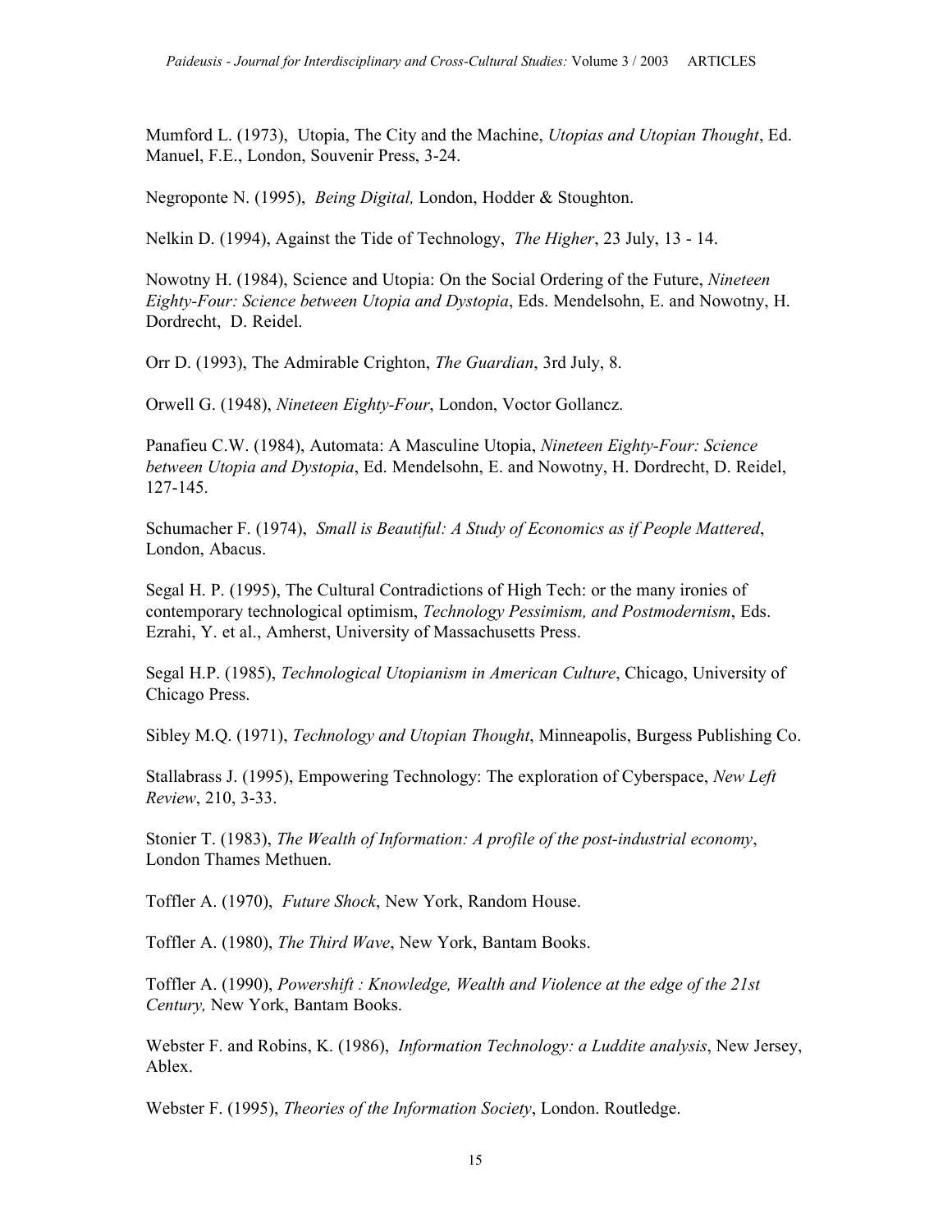Mumford L. (1973), Utopia, The City and the Machine, *Utopias and Utopian Thought*, Ed. Manuel, F.E., London, Souvenir Press, 3-24.

Negroponte N. (1995), *Being Digital,* London, Hodder & Stoughton.

Nelkin D. (1994), Against the Tide of Technology, *The Higher*, 23 July, 13 - 14.

Nowotny H. (1984), Science and Utopia: On the Social Ordering of the Future, *Nineteen Eighty-Four: Science between Utopia and Dystopia*, Eds. Mendelsohn, E. and Nowotny, H. Dordrecht, D. Reidel.

Orr D. (1993), The Admirable Crighton, *The Guardian*, 3rd July, 8.

Orwell G. (1948), *Nineteen Eighty-Four*, London, Voctor Gollancz.

Panafieu C.W. (1984), Automata: A Masculine Utopia, *Nineteen Eighty-Four: Science between Utopia and Dystopia*, Ed. Mendelsohn, E. and Nowotny, H. Dordrecht, D. Reidel, 127-145.

Schumacher F. (1974), *Small is Beautiful: A Study of Economics as if People Mattered*, London, Abacus.

Segal H. P. (1995), The Cultural Contradictions of High Tech: or the many ironies of contemporary technological optimism, *Technology Pessimism, and Postmodernism*, Eds. Ezrahi, Y. et al., Amherst, University of Massachusetts Press.

Segal H.P. (1985), *Technological Utopianism in American Culture*, Chicago, University of Chicago Press.

Sibley M.Q. (1971), *Technology and Utopian Thought*, Minneapolis, Burgess Publishing Co.

Stallabrass J. (1995), Empowering Technology: The exploration of Cyberspace, *New Left Review*, 210, 3-33.

Stonier T. (1983), *The Wealth of Information: A profile of the post-industrial economy*, London Thames Methuen.

Toffler A. (1970), *Future Shock*, New York, Random House.

Toffler A. (1980), *The Third Wave*, New York, Bantam Books.

Toffler A. (1990), *Powershift : Knowledge, Wealth and Violence at the edge of the 21st Century,* New York, Bantam Books.

Webster F. and Robins, K. (1986), *Information Technology: a Luddite analysis*, New Jersey, Ablex.

Webster F. (1995), *Theories of the Information Society*, London. Routledge.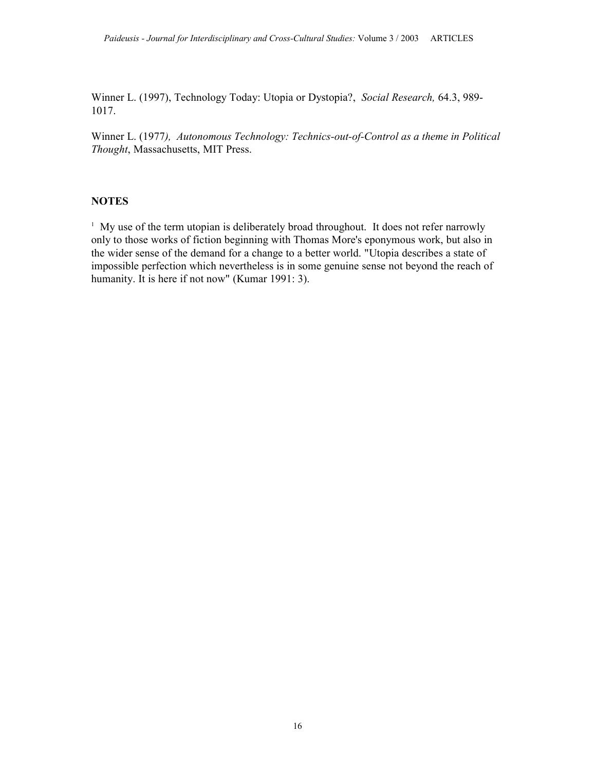Winner L. (1997), Technology Today: Utopia or Dystopia?, *Social Research,* 64.3, 989-1017.

Winner L. (1977), *Autonomous Technology: Technics-out-of-Control as a theme in Political Thought*, Massachusetts, MIT Press.

**NOTES**

[1] My use of the term utopian is deliberately broad throughout. It does not refer narrowly only to those works of fiction beginning with Thomas More's eponymous work, but also in the wider sense of the demand for a change to a better world. "Utopia describes a state of impossible perfection which nevertheless is in some genuine sense not beyond the reach of humanity. It is here if not now" (Kumar 1991: 3).